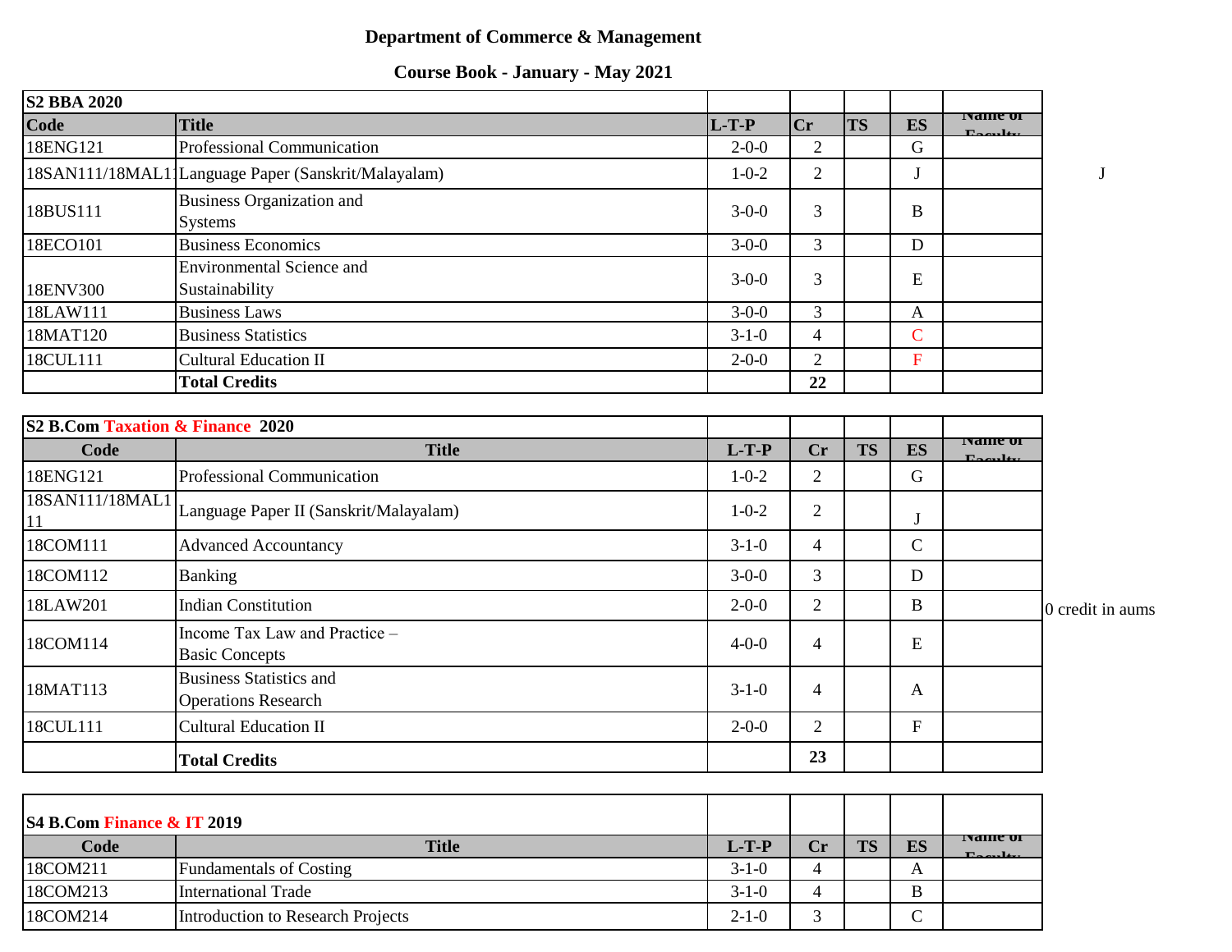# Department of Commerce & Management

## Course Book - January - May 2021

| S2 BBA 2020 | | | | | | |
|---|---|---|---|---|---|---|
| **Code** | **Title** | **L-T-P** | **Cr** | **TS** | **ES** | **Name of Faculty** |
| 18ENG121 | Professional Communication | 2-0-0 | 2 | | G | |
| 18SAN111/18MAL111 | Language Paper (Sanskrit/Malayalam) | 1-0-2 | 2 | | J | |
| 18BUS111 | Business Organization and Systems | 3-0-0 | 3 | | B | |
| 18ECO101 | Business Economics | 3-0-0 | 3 | | D | |
| 18ENV300 | Environmental Science and Sustainability | 3-0-0 | 3 | | E | |
| 18LAW111 | Business Laws | 3-0-0 | 3 | | A | |
| 18MAT120 | Business Statistics | 3-1-0 | 4 | | C | |
| 18CUL111 | Cultural Education II | 2-0-0 | 2 | | F | |
| | **Total Credits** | | **22** | | | |

J

| S2 B.Com Taxation & Finance 2020 | | | | | | |
|---|---|---|---|---|---|---|
| **Code** | **Title** | **L-T-P** | **Cr** | **TS** | **ES** | **Name of Faculty** |
| 18ENG121 | Professional Communication | 1-0-2 | 2 | | G | |
| 18SAN111/18MAL111 | Language Paper II (Sanskrit/Malayalam) | 1-0-2 | 2 | | J | |
| 18COM111 | Advanced Accountancy | 3-1-0 | 4 | | C | |
| 18COM112 | Banking | 3-0-0 | 3 | | D | |
| 18LAW201 | Indian Constitution | 2-0-0 | 2 | | B | |
| 18COM114 | Income Tax Law and Practice – Basic Concepts | 4-0-0 | 4 | | E | |
| 18MAT113 | Business Statistics and Operations Research | 3-1-0 | 4 | | A | |
| 18CUL111 | Cultural Education II | 2-0-0 | 2 | | F | |
| | **Total Credits** | | **23** | | | |

0 credit in aums

| S4 B.Com Finance & IT 2019 | | | | | | |
|---|---|---|---|---|---|---|
| **Code** | **Title** | **L-T-P** | **Cr** | **TS** | **ES** | **Name of Faculty** |
| 18COM211 | Fundamentals of Costing | 3-1-0 | 4 | | A | |
| 18COM213 | International Trade | 3-1-0 | 4 | | B | |
| 18COM214 | Introduction to Research Projects | 2-1-0 | 3 | | C | |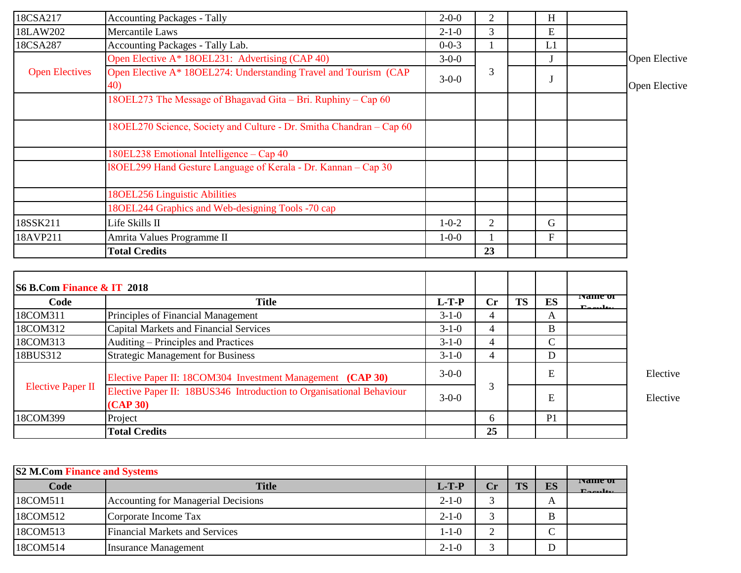| | | | | | | | |
|---|---|---|---|---|---|---|---|
| 18CSA217 | Accounting Packages - Tally | 2-0-0 | 2 | | H | | |
| 18LAW202 | Mercantile Laws | 2-1-0 | 3 | | E | | |
| 18CSA287 | Accounting Packages - Tally Lab. | 0-0-3 | 1 | | L1 | | |
| Open Electives | Open Elective A* 18OEL231: Advertising (CAP 40) | 3-0-0 | 3 | | J | | Open Elective |
| | Open Elective A* 18OEL274: Understanding Travel and Tourism (CAP 40) | 3-0-0 | | | J | | Open Elective |
| | 18OEL273 The Message of Bhagavad Gita – Bri. Ruphiny – Cap 60 | | | | | | |
| | 18OEL270 Science, Society and Culture - Dr. Smitha Chandran – Cap 60 | | | | | | |
| | 180EL238 Emotional Intelligence – Cap 40 | | | | | | |
| | l8OEL299 Hand Gesture Language of Kerala - Dr. Kannan – Cap 30 | | | | | | |
| | 18OEL256 Linguistic Abilities | | | | | | |
| | 18OEL244 Graphics and Web-designing Tools -70 cap | | | | | | |
| 18SSK211 | Life Skills II | 1-0-2 | 2 | | G | | |
| 18AVP211 | Amrita Values Programme II | 1-0-0 | 1 | | F | | |
| | **Total Credits** | | **23** | | | | |

**S6 B.Com Finance & IT 2018**

| Code | Title | L-T-P | Cr | TS | ES | Name of Faculty | |
|---|---|---|---|---|---|---|---|
| 18COM311 | Principles of Financial Management | 3-1-0 | 4 | | A | | |
| 18COM312 | Capital Markets and Financial Services | 3-1-0 | 4 | | B | | |
| 18COM313 | Auditing – Principles and Practices | 3-1-0 | 4 | | C | | |
| 18BUS312 | Strategic Management for Business | 3-1-0 | 4 | | D | | |
| Elective Paper II | Elective Paper II: 18COM304 Investment Management **(CAP 30)** | 3-0-0 | 3 | | E | | Elective |
| | Elective Paper II: 18BUS346 Introduction to Organisational Behaviour **(CAP 30)** | 3-0-0 | | | E | | Elective |
| 18COM399 | Project | | 6 | | P1 | | |
| | **Total Credits** | | **25** | | | | |

**S2 M.Com Finance and Systems**

| Code | Title | L-T-P | Cr | TS | ES | Name of Faculty |
|---|---|---|---|---|---|---|
| 18COM511 | Accounting for Managerial Decisions | 2-1-0 | 3 | | A | |
| 18COM512 | Corporate Income Tax | 2-1-0 | 3 | | B | |
| 18COM513 | Financial Markets and Services | 1-1-0 | 2 | | C | |
| 18COM514 | Insurance Management | 2-1-0 | 3 | | D | |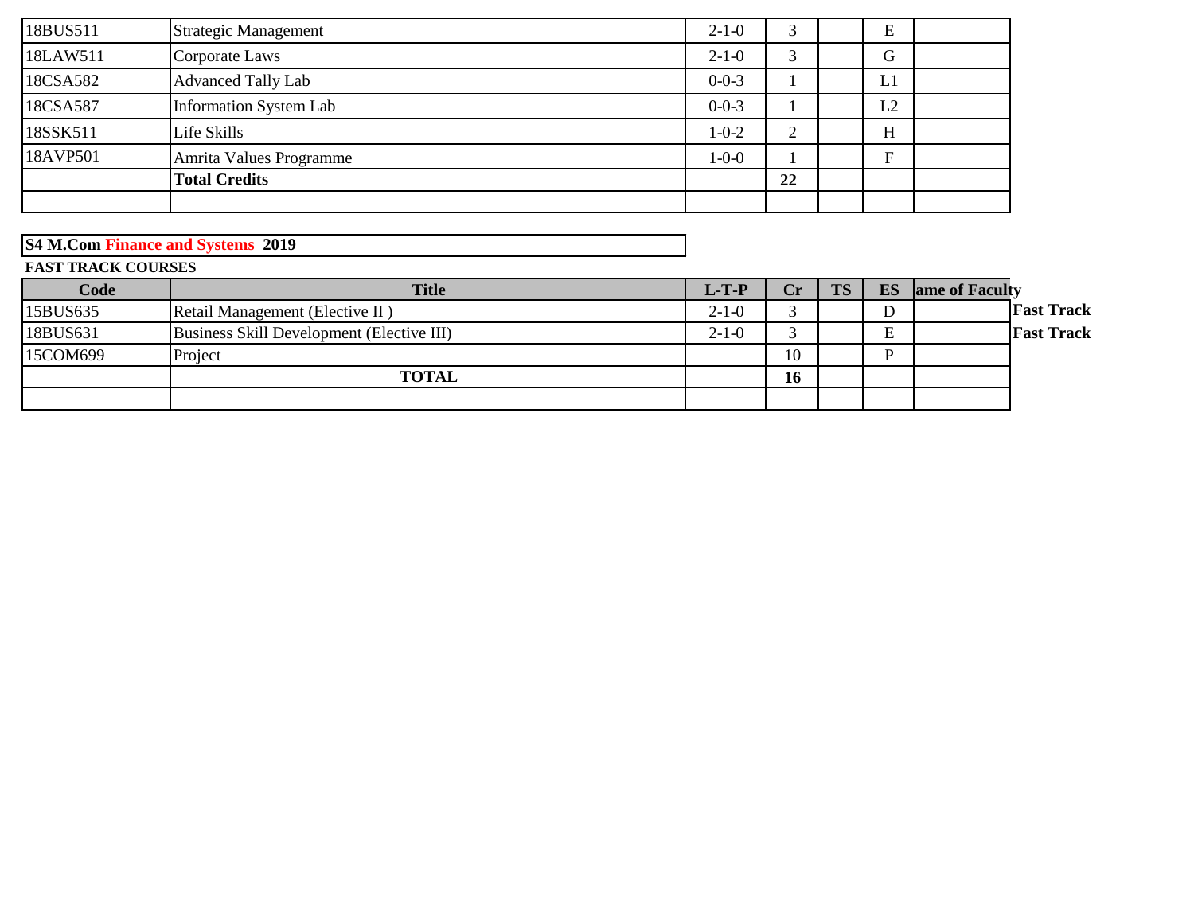| | | | | | | |
|---|---|---|---|---|---|---|
| 18BUS511 | Strategic Management | 2-1-0 | 3 | | E | |
| 18LAW511 | Corporate Laws | 2-1-0 | 3 | | G | |
| 18CSA582 | Advanced Tally Lab | 0-0-3 | 1 | | L1 | |
| 18CSA587 | Information System Lab | 0-0-3 | 1 | | L2 | |
| 18SSK511 | Life Skills | 1-0-2 | 2 | | H | |
| 18AVP501 | Amrita Values Programme | 1-0-0 | 1 | | F | |
| | **Total Credits** | | **22** | | | |
| | | | | | | |

**S4 M.Com Finance and Systems 2019**

**FAST TRACK COURSES**

| Code | Title | L-T-P | Cr | TS | ES | Name of Faculty | |
|---|---|---|---|---|---|---|---|
| 15BUS635 | Retail Management (Elective II ) | 2-1-0 | 3 | | D | | **Fast Track** |
| 18BUS631 | Business Skill Development (Elective III) | 2-1-0 | 3 | | E | | **Fast Track** |
| 15COM699 | Project | | 10 | | P | | |
| | **TOTAL** | | **16** | | | | |
| | | | | | | | |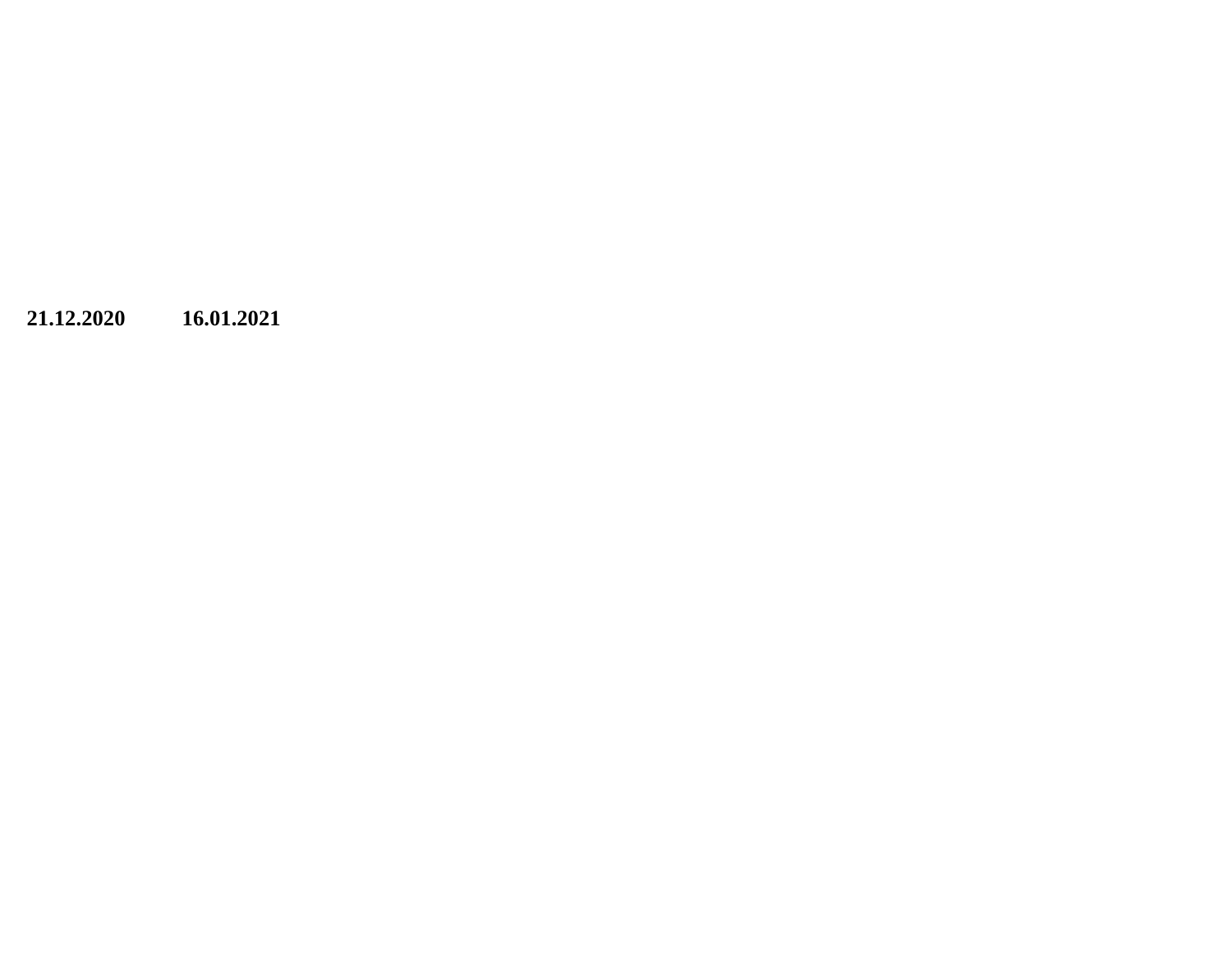**21.12.2020** **16.01.2021**